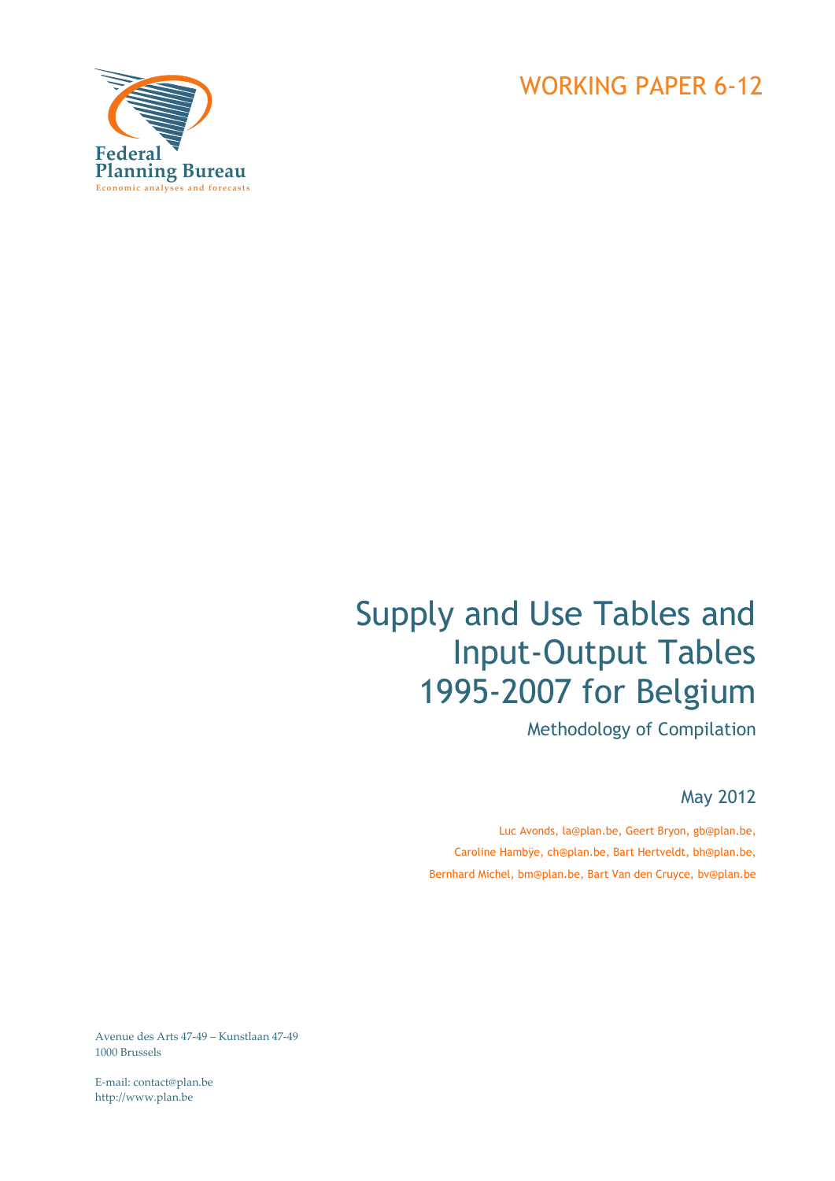Federal Planning Bureau
Economic analyses and forecasts

WORKING PAPER 6-12

# Supply and Use Tables and Input-Output Tables 1995-2007 for Belgium

## Methodology of Compilation

May 2012

Luc Avonds, la@plan.be, Geert Bryon, gb@plan.be,
Caroline Hambÿe, ch@plan.be, Bart Hertveldt, bh@plan.be,
Bernhard Michel, bm@plan.be, Bart Van den Cruyce, bv@plan.be

Avenue des Arts 47-49 – Kunstlaan 47-49
1000 Brussels

E-mail: contact@plan.be
http://www.plan.be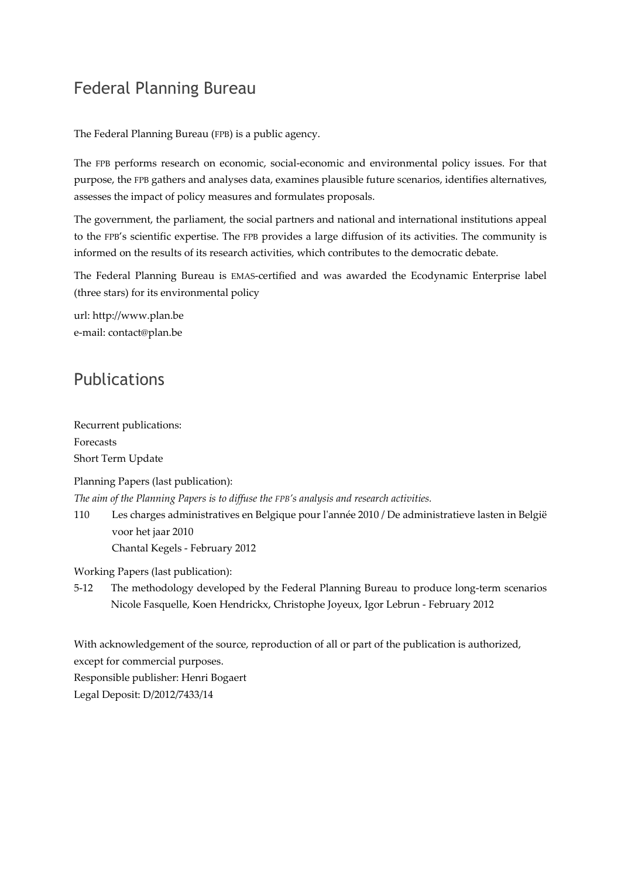## Federal Planning Bureau

The Federal Planning Bureau (FPB) is a public agency.

The FPB performs research on economic, social-economic and environmental policy issues. For that purpose, the FPB gathers and analyses data, examines plausible future scenarios, identifies alternatives, assesses the impact of policy measures and formulates proposals.

The government, the parliament, the social partners and national and international institutions appeal to the FPB's scientific expertise. The FPB provides a large diffusion of its activities. The community is informed on the results of its research activities, which contributes to the democratic debate.

The Federal Planning Bureau is EMAS-certified and was awarded the Ecodynamic Enterprise label (three stars) for its environmental policy

url: http://www.plan.be
e-mail: contact@plan.be

## Publications

Recurrent publications:
Forecasts
Short Term Update

Planning Papers (last publication):
*The aim of the Planning Papers is to diffuse the FPB's analysis and research activities.*

110 Les charges administratives en Belgique pour l'année 2010 / De administratieve lasten in België voor het jaar 2010
Chantal Kegels - February 2012

Working Papers (last publication):

5-12 The methodology developed by the Federal Planning Bureau to produce long-term scenarios
Nicole Fasquelle, Koen Hendrickx, Christophe Joyeux, Igor Lebrun - February 2012

With acknowledgement of the source, reproduction of all or part of the publication is authorized, except for commercial purposes.
Responsible publisher: Henri Bogaert
Legal Deposit: D/2012/7433/14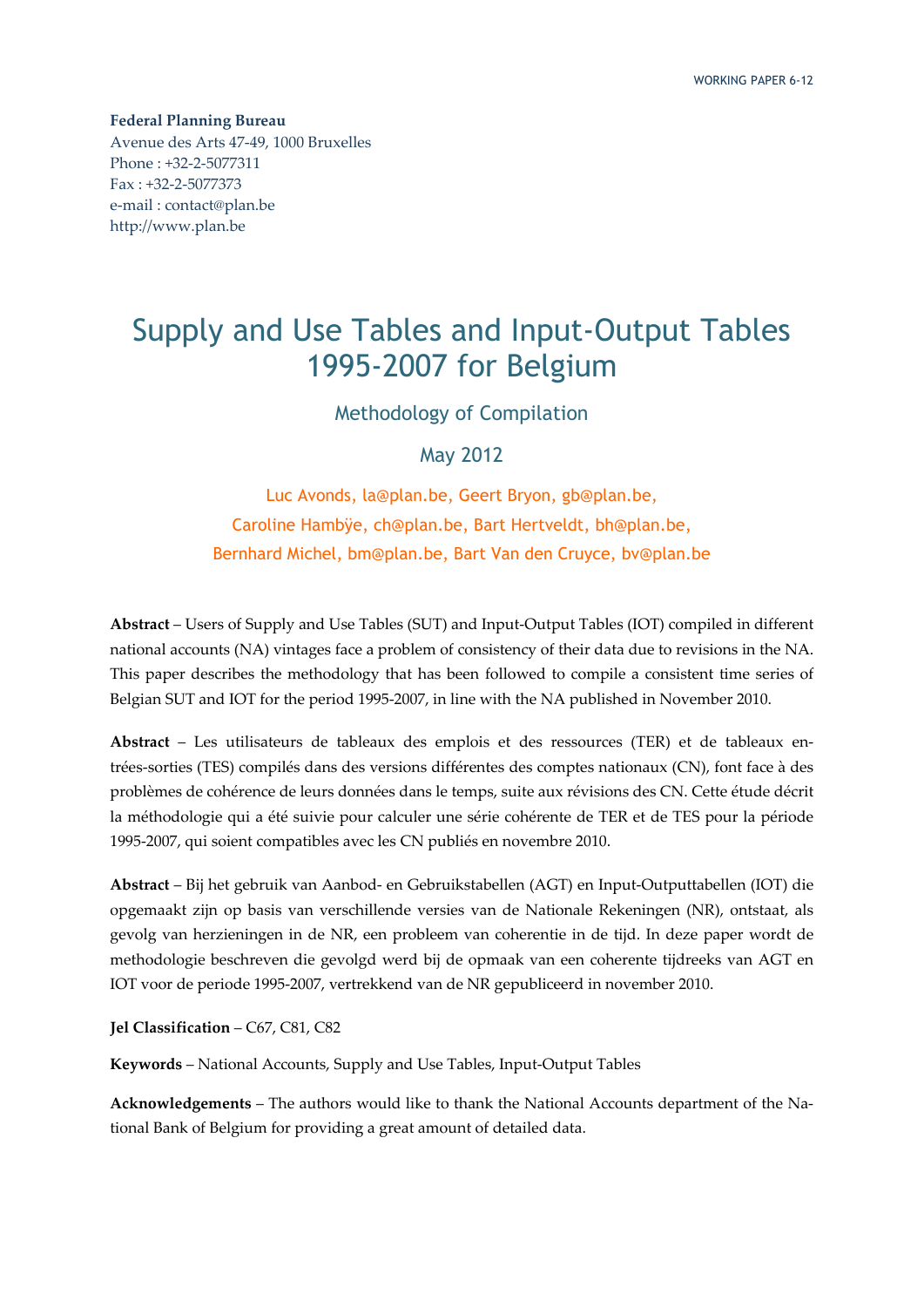**Federal Planning Bureau**
Avenue des Arts 47-49, 1000 Bruxelles
Phone : +32-2-5077311
Fax : +32-2-5077373
e-mail : contact@plan.be
http://www.plan.be

# Supply and Use Tables and Input-Output Tables 1995-2007 for Belgium

## Methodology of Compilation

May 2012

Luc Avonds, la@plan.be, Geert Bryon, gb@plan.be,
Caroline Hambÿe, ch@plan.be, Bart Hertveldt, bh@plan.be,
Bernhard Michel, bm@plan.be, Bart Van den Cruyce, bv@plan.be

**Abstract** – Users of Supply and Use Tables (SUT) and Input-Output Tables (IOT) compiled in different national accounts (NA) vintages face a problem of consistency of their data due to revisions in the NA. This paper describes the methodology that has been followed to compile a consistent time series of Belgian SUT and IOT for the period 1995-2007, in line with the NA published in November 2010.

**Abstract** – Les utilisateurs de tableaux des emplois et des ressources (TER) et de tableaux entrées-sorties (TES) compilés dans des versions différentes des comptes nationaux (CN), font face à des problèmes de cohérence de leurs données dans le temps, suite aux révisions des CN. Cette étude décrit la méthodologie qui a été suivie pour calculer une série cohérente de TER et de TES pour la période 1995-2007, qui soient compatibles avec les CN publiés en novembre 2010.

**Abstract** – Bij het gebruik van Aanbod- en Gebruikstabellen (AGT) en Input-Outputtabellen (IOT) die opgemaakt zijn op basis van verschillende versies van de Nationale Rekeningen (NR), ontstaat, als gevolg van herzieningen in de NR, een probleem van coherentie in de tijd. In deze paper wordt de methodologie beschreven die gevolgd werd bij de opmaak van een coherente tijdreeks van AGT en IOT voor de periode 1995-2007, vertrekkend van de NR gepubliceerd in november 2010.

**Jel Classification** – C67, C81, C82

**Keywords** – National Accounts, Supply and Use Tables, Input-Output Tables

**Acknowledgements** – The authors would like to thank the National Accounts department of the National Bank of Belgium for providing a great amount of detailed data.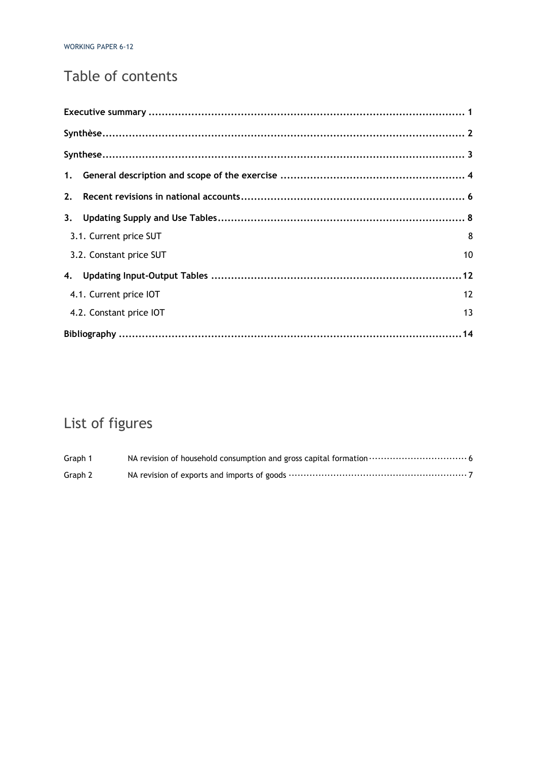# Table of contents

**Executive summary** ............................................................ **1**

**Synthèse** ............................................................ **2**

**Synthese** ............................................................ **3**

**1. General description and scope of the exercise** ............................................................ **4**

**2. Recent revisions in national accounts** ............................................................ **6**

**3. Updating Supply and Use Tables** ............................................................ **8**

3.1. Current price SUT 8

3.2. Constant price SUT 10

**4. Updating Input-Output Tables** ............................................................ **12**

4.1. Current price IOT 12

4.2. Constant price IOT 13

**Bibliography** ............................................................ **14**

# List of figures

| | | |
|---|---|---|
| Graph 1 | NA revision of household consumption and gross capital formation | 6 |
| Graph 2 | NA revision of exports and imports of goods | 7 |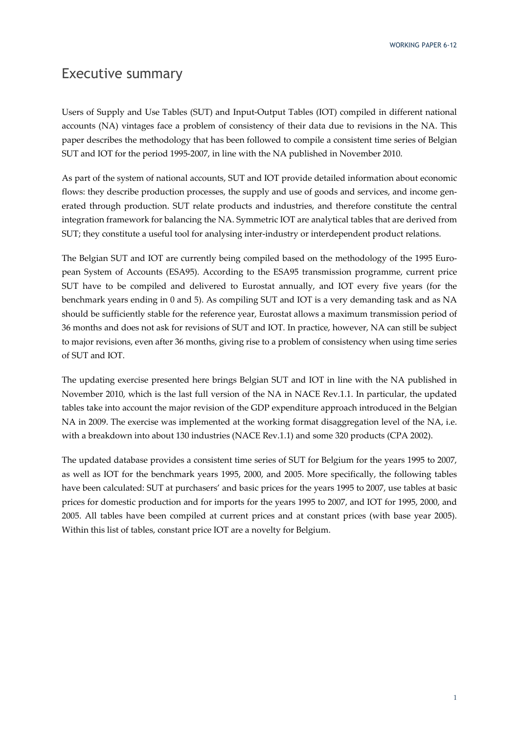# Executive summary

Users of Supply and Use Tables (SUT) and Input-Output Tables (IOT) compiled in different national accounts (NA) vintages face a problem of consistency of their data due to revisions in the NA. This paper describes the methodology that has been followed to compile a consistent time series of Belgian SUT and IOT for the period 1995-2007, in line with the NA published in November 2010.

As part of the system of national accounts, SUT and IOT provide detailed information about economic flows: they describe production processes, the supply and use of goods and services, and income generated through production. SUT relate products and industries, and therefore constitute the central integration framework for balancing the NA. Symmetric IOT are analytical tables that are derived from SUT; they constitute a useful tool for analysing inter-industry or interdependent product relations.

The Belgian SUT and IOT are currently being compiled based on the methodology of the 1995 European System of Accounts (ESA95). According to the ESA95 transmission programme, current price SUT have to be compiled and delivered to Eurostat annually, and IOT every five years (for the benchmark years ending in 0 and 5). As compiling SUT and IOT is a very demanding task and as NA should be sufficiently stable for the reference year, Eurostat allows a maximum transmission period of 36 months and does not ask for revisions of SUT and IOT. In practice, however, NA can still be subject to major revisions, even after 36 months, giving rise to a problem of consistency when using time series of SUT and IOT.

The updating exercise presented here brings Belgian SUT and IOT in line with the NA published in November 2010, which is the last full version of the NA in NACE Rev.1.1. In particular, the updated tables take into account the major revision of the GDP expenditure approach introduced in the Belgian NA in 2009. The exercise was implemented at the working format disaggregation level of the NA, i.e. with a breakdown into about 130 industries (NACE Rev.1.1) and some 320 products (CPA 2002).

The updated database provides a consistent time series of SUT for Belgium for the years 1995 to 2007, as well as IOT for the benchmark years 1995, 2000, and 2005. More specifically, the following tables have been calculated: SUT at purchasers' and basic prices for the years 1995 to 2007, use tables at basic prices for domestic production and for imports for the years 1995 to 2007, and IOT for 1995, 2000, and 2005. All tables have been compiled at current prices and at constant prices (with base year 2005). Within this list of tables, constant price IOT are a novelty for Belgium.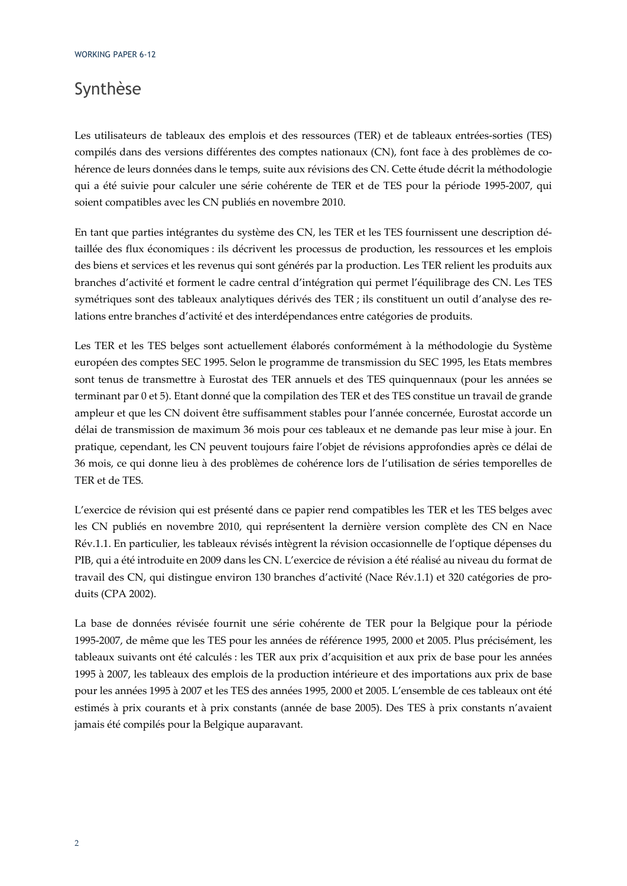# Synthèse

Les utilisateurs de tableaux des emplois et des ressources (TER) et de tableaux entrées-sorties (TES) compilés dans des versions différentes des comptes nationaux (CN), font face à des problèmes de cohérence de leurs données dans le temps, suite aux révisions des CN. Cette étude décrit la méthodologie qui a été suivie pour calculer une série cohérente de TER et de TES pour la période 1995-2007, qui soient compatibles avec les CN publiés en novembre 2010.

En tant que parties intégrantes du système des CN, les TER et les TES fournissent une description détaillée des flux économiques : ils décrivent les processus de production, les ressources et les emplois des biens et services et les revenus qui sont générés par la production. Les TER relient les produits aux branches d'activité et forment le cadre central d'intégration qui permet l'équilibrage des CN. Les TES symétriques sont des tableaux analytiques dérivés des TER ; ils constituent un outil d'analyse des relations entre branches d'activité et des interdépendances entre catégories de produits.

Les TER et les TES belges sont actuellement élaborés conformément à la méthodologie du Système européen des comptes SEC 1995. Selon le programme de transmission du SEC 1995, les Etats membres sont tenus de transmettre à Eurostat des TER annuels et des TES quinquennaux (pour les années se terminant par 0 et 5). Etant donné que la compilation des TER et des TES constitue un travail de grande ampleur et que les CN doivent être suffisamment stables pour l'année concernée, Eurostat accorde un délai de transmission de maximum 36 mois pour ces tableaux et ne demande pas leur mise à jour. En pratique, cependant, les CN peuvent toujours faire l'objet de révisions approfondies après ce délai de 36 mois, ce qui donne lieu à des problèmes de cohérence lors de l'utilisation de séries temporelles de TER et de TES.

L'exercice de révision qui est présenté dans ce papier rend compatibles les TER et les TES belges avec les CN publiés en novembre 2010, qui représentent la dernière version complète des CN en Nace Rév.1.1. En particulier, les tableaux révisés intègrent la révision occasionnelle de l'optique dépenses du PIB, qui a été introduite en 2009 dans les CN. L'exercice de révision a été réalisé au niveau du format de travail des CN, qui distingue environ 130 branches d'activité (Nace Rév.1.1) et 320 catégories de produits (CPA 2002).

La base de données révisée fournit une série cohérente de TER pour la Belgique pour la période 1995-2007, de même que les TES pour les années de référence 1995, 2000 et 2005. Plus précisément, les tableaux suivants ont été calculés : les TER aux prix d'acquisition et aux prix de base pour les années 1995 à 2007, les tableaux des emplois de la production intérieure et des importations aux prix de base pour les années 1995 à 2007 et les TES des années 1995, 2000 et 2005. L'ensemble de ces tableaux ont été estimés à prix courants et à prix constants (année de base 2005). Des TES à prix constants n'avaient jamais été compilés pour la Belgique auparavant.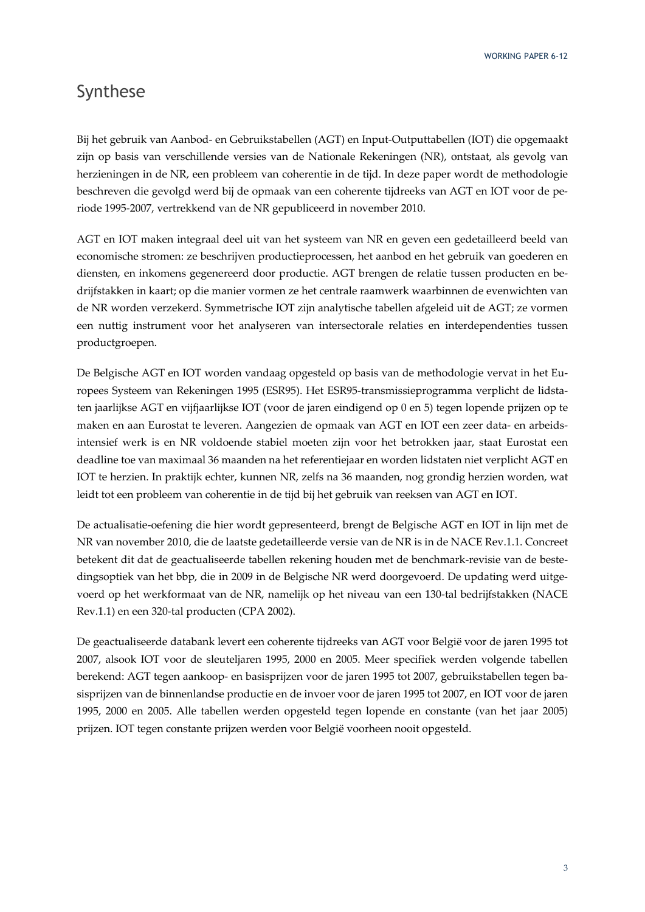# Synthese

Bij het gebruik van Aanbod- en Gebruikstabellen (AGT) en Input-Outputtabellen (IOT) die opgemaakt zijn op basis van verschillende versies van de Nationale Rekeningen (NR), ontstaat, als gevolg van herzieningen in de NR, een probleem van coherentie in de tijd. In deze paper wordt de methodologie beschreven die gevolgd werd bij de opmaak van een coherente tijdreeks van AGT en IOT voor de periode 1995-2007, vertrekkend van de NR gepubliceerd in november 2010.

AGT en IOT maken integraal deel uit van het systeem van NR en geven een gedetailleerd beeld van economische stromen: ze beschrijven productieprocessen, het aanbod en het gebruik van goederen en diensten, en inkomens gegenereerd door productie. AGT brengen de relatie tussen producten en bedrijfstakken in kaart; op die manier vormen ze het centrale raamwerk waarbinnen de evenwichten van de NR worden verzekerd. Symmetrische IOT zijn analytische tabellen afgeleid uit de AGT; ze vormen een nuttig instrument voor het analyseren van intersectorale relaties en interdependenties tussen productgroepen.

De Belgische AGT en IOT worden vandaag opgesteld op basis van de methodologie vervat in het Europees Systeem van Rekeningen 1995 (ESR95). Het ESR95-transmissieprogramma verplicht de lidstaten jaarlijkse AGT en vijfjaarlijkse IOT (voor de jaren eindigend op 0 en 5) tegen lopende prijzen op te maken en aan Eurostat te leveren. Aangezien de opmaak van AGT en IOT een zeer data- en arbeidsintensief werk is en NR voldoende stabiel moeten zijn voor het betrokken jaar, staat Eurostat een deadline toe van maximaal 36 maanden na het referentiejaar en worden lidstaten niet verplicht AGT en IOT te herzien. In praktijk echter, kunnen NR, zelfs na 36 maanden, nog grondig herzien worden, wat leidt tot een probleem van coherentie in de tijd bij het gebruik van reeksen van AGT en IOT.

De actualisatie-oefening die hier wordt gepresenteerd, brengt de Belgische AGT en IOT in lijn met de NR van november 2010, die de laatste gedetailleerde versie van de NR is in de NACE Rev.1.1. Concreet betekent dit dat de geactualiseerde tabellen rekening houden met de benchmark-revisie van de bestedingsoptiek van het bbp, die in 2009 in de Belgische NR werd doorgevoerd. De updating werd uitgevoerd op het werkformaat van de NR, namelijk op het niveau van een 130-tal bedrijfstakken (NACE Rev.1.1) en een 320-tal producten (CPA 2002).

De geactualiseerde databank levert een coherente tijdreeks van AGT voor België voor de jaren 1995 tot 2007, alsook IOT voor de sleuteljaren 1995, 2000 en 2005. Meer specifiek werden volgende tabellen berekend: AGT tegen aankoop- en basisprijzen voor de jaren 1995 tot 2007, gebruikstabellen tegen basisprijzen van de binnenlandse productie en de invoer voor de jaren 1995 tot 2007, en IOT voor de jaren 1995, 2000 en 2005. Alle tabellen werden opgesteld tegen lopende en constante (van het jaar 2005) prijzen. IOT tegen constante prijzen werden voor België voorheen nooit opgesteld.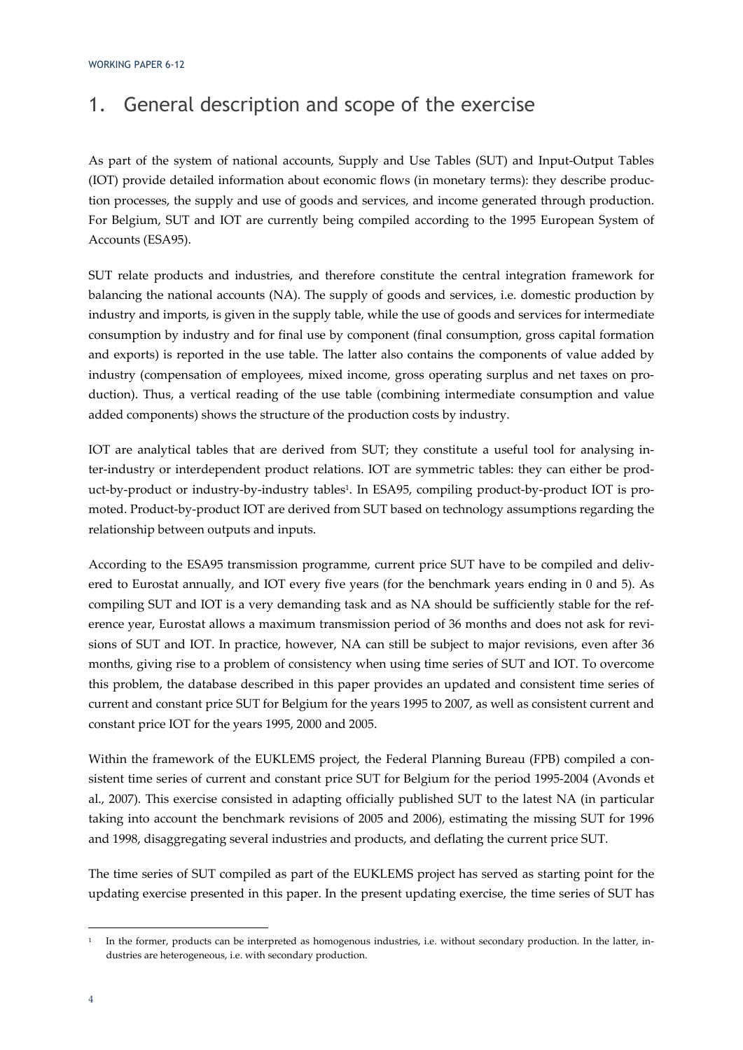# 1. General description and scope of the exercise

As part of the system of national accounts, Supply and Use Tables (SUT) and Input-Output Tables (IOT) provide detailed information about economic flows (in monetary terms): they describe production processes, the supply and use of goods and services, and income generated through production. For Belgium, SUT and IOT are currently being compiled according to the 1995 European System of Accounts (ESA95).

SUT relate products and industries, and therefore constitute the central integration framework for balancing the national accounts (NA). The supply of goods and services, i.e. domestic production by industry and imports, is given in the supply table, while the use of goods and services for intermediate consumption by industry and for final use by component (final consumption, gross capital formation and exports) is reported in the use table. The latter also contains the components of value added by industry (compensation of employees, mixed income, gross operating surplus and net taxes on production). Thus, a vertical reading of the use table (combining intermediate consumption and value added components) shows the structure of the production costs by industry.

IOT are analytical tables that are derived from SUT; they constitute a useful tool for analysing inter-industry or interdependent product relations. IOT are symmetric tables: they can either be product-by-product or industry-by-industry tables[1]. In ESA95, compiling product-by-product IOT is promoted. Product-by-product IOT are derived from SUT based on technology assumptions regarding the relationship between outputs and inputs.

According to the ESA95 transmission programme, current price SUT have to be compiled and delivered to Eurostat annually, and IOT every five years (for the benchmark years ending in 0 and 5). As compiling SUT and IOT is a very demanding task and as NA should be sufficiently stable for the reference year, Eurostat allows a maximum transmission period of 36 months and does not ask for revisions of SUT and IOT. In practice, however, NA can still be subject to major revisions, even after 36 months, giving rise to a problem of consistency when using time series of SUT and IOT. To overcome this problem, the database described in this paper provides an updated and consistent time series of current and constant price SUT for Belgium for the years 1995 to 2007, as well as consistent current and constant price IOT for the years 1995, 2000 and 2005.

Within the framework of the EUKLEMS project, the Federal Planning Bureau (FPB) compiled a consistent time series of current and constant price SUT for Belgium for the period 1995-2004 (Avonds et al., 2007). This exercise consisted in adapting officially published SUT to the latest NA (in particular taking into account the benchmark revisions of 2005 and 2006), estimating the missing SUT for 1996 and 1998, disaggregating several industries and products, and deflating the current price SUT.

The time series of SUT compiled as part of the EUKLEMS project has served as starting point for the updating exercise presented in this paper. In the present updating exercise, the time series of SUT has

[1] In the former, products can be interpreted as homogenous industries, i.e. without secondary production. In the latter, industries are heterogeneous, i.e. with secondary production.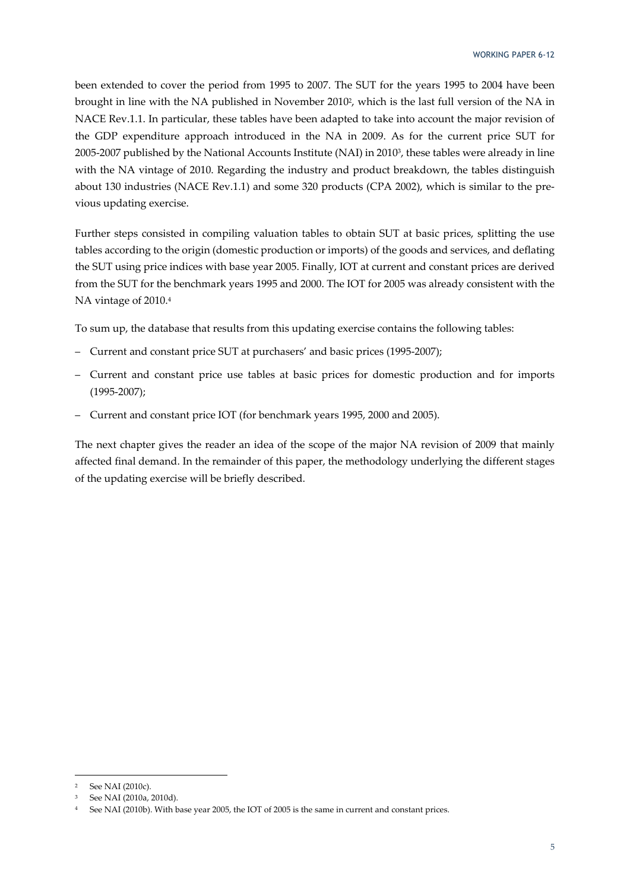been extended to cover the period from 1995 to 2007. The SUT for the years 1995 to 2004 have been brought in line with the NA published in November 2010[2], which is the last full version of the NA in NACE Rev.1.1. In particular, these tables have been adapted to take into account the major revision of the GDP expenditure approach introduced in the NA in 2009. As for the current price SUT for 2005-2007 published by the National Accounts Institute (NAI) in 2010[3], these tables were already in line with the NA vintage of 2010. Regarding the industry and product breakdown, the tables distinguish about 130 industries (NACE Rev.1.1) and some 320 products (CPA 2002), which is similar to the previous updating exercise.

Further steps consisted in compiling valuation tables to obtain SUT at basic prices, splitting the use tables according to the origin (domestic production or imports) of the goods and services, and deflating the SUT using price indices with base year 2005. Finally, IOT at current and constant prices are derived from the SUT for the benchmark years 1995 and 2000. The IOT for 2005 was already consistent with the NA vintage of 2010.[4]

To sum up, the database that results from this updating exercise contains the following tables:

- Current and constant price SUT at purchasers' and basic prices (1995-2007);
- Current and constant price use tables at basic prices for domestic production and for imports (1995-2007);
- Current and constant price IOT (for benchmark years 1995, 2000 and 2005).

The next chapter gives the reader an idea of the scope of the major NA revision of 2009 that mainly affected final demand. In the remainder of this paper, the methodology underlying the different stages of the updating exercise will be briefly described.

---

[2] See NAI (2010c).

[3] See NAI (2010a, 2010d).

[4] See NAI (2010b). With base year 2005, the IOT of 2005 is the same in current and constant prices.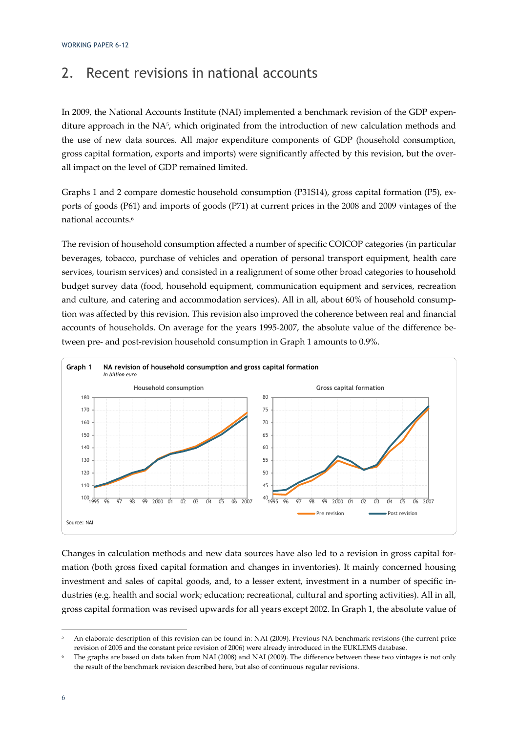## 2. Recent revisions in national accounts

In 2009, the National Accounts Institute (NAI) implemented a benchmark revision of the GDP expenditure approach in the NA[5], which originated from the introduction of new calculation methods and the use of new data sources. All major expenditure components of GDP (household consumption, gross capital formation, exports and imports) were significantly affected by this revision, but the overall impact on the level of GDP remained limited.

Graphs 1 and 2 compare domestic household consumption (P31S14), gross capital formation (P5), exports of goods (P61) and imports of goods (P71) at current prices in the 2008 and 2009 vintages of the national accounts.[6]

The revision of household consumption affected a number of specific COICOP categories (in particular beverages, tobacco, purchase of vehicles and operation of personal transport equipment, health care services, tourism services) and consisted in a realignment of some other broad categories to household budget survey data (food, household equipment, communication equipment and services, recreation and culture, and catering and accommodation services). All in all, about 60% of household consumption was affected by this revision. This revision also improved the coherence between real and financial accounts of households. On average for the years 1995-2007, the absolute value of the difference between pre- and post-revision household consumption in Graph 1 amounts to 0.9%.

**Graph 1 NA revision of household consumption and gross capital formation**
*In billion euro*

Source: NAI

Changes in calculation methods and new data sources have also led to a revision in gross capital formation (both gross fixed capital formation and changes in inventories). It mainly concerned housing investment and sales of capital goods, and, to a lesser extent, investment in a number of specific industries (e.g. health and social work; education; recreational, cultural and sporting activities). All in all, gross capital formation was revised upwards for all years except 2002. In Graph 1, the absolute value of

[5] An elaborate description of this revision can be found in: NAI (2009). Previous NA benchmark revisions (the current price revision of 2005 and the constant price revision of 2006) were already introduced in the EUKLEMS database.

[6] The graphs are based on data taken from NAI (2008) and NAI (2009). The difference between these two vintages is not only the result of the benchmark revision described here, but also of continuous regular revisions.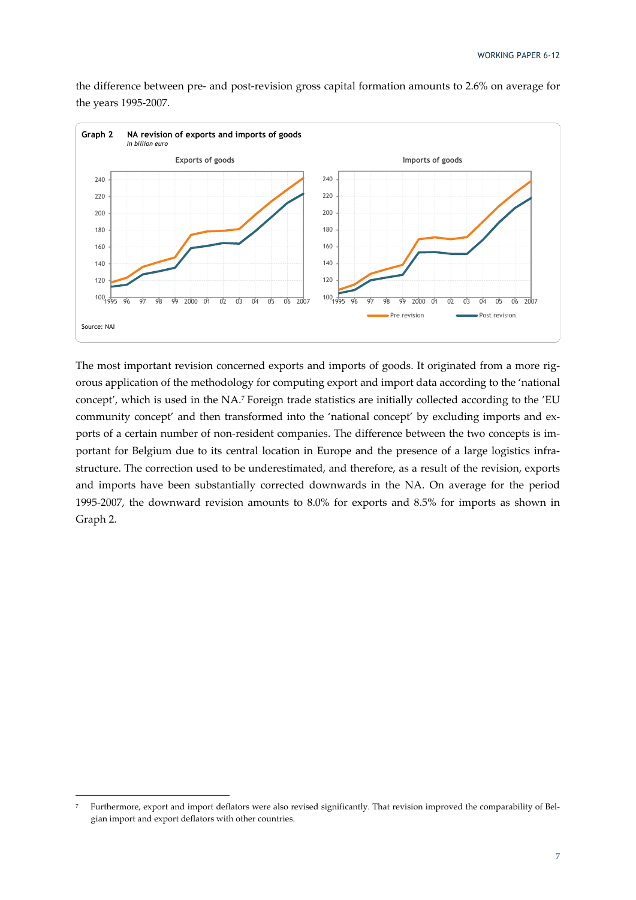the difference between pre- and post-revision gross capital formation amounts to 2.6% on average for the years 1995-2007.

**Graph 2 NA revision of exports and imports of goods**
*In billion euro*

Source: NAI

The most important revision concerned exports and imports of goods. It originated from a more rigorous application of the methodology for computing export and import data according to the 'national concept', which is used in the NA.[7] Foreign trade statistics are initially collected according to the 'EU community concept' and then transformed into the 'national concept' by excluding imports and exports of a certain number of non-resident companies. The difference between the two concepts is important for Belgium due to its central location in Europe and the presence of a large logistics infrastructure. The correction used to be underestimated, and therefore, as a result of the revision, exports and imports have been substantially corrected downwards in the NA. On average for the period 1995-2007, the downward revision amounts to 8.0% for exports and 8.5% for imports as shown in Graph 2.

[7] Furthermore, export and import deflators were also revised significantly. That revision improved the comparability of Belgian import and export deflators with other countries.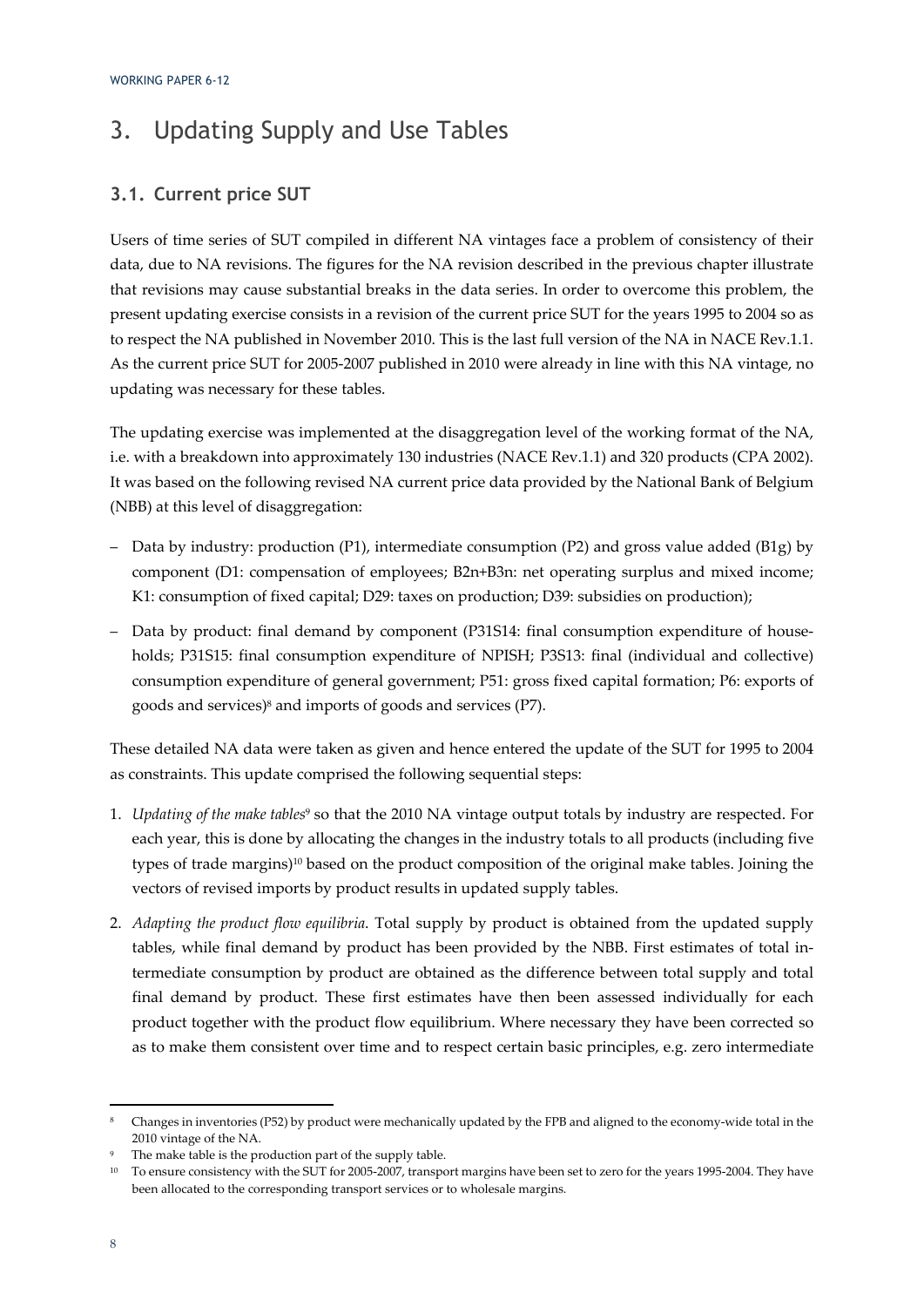# 3. Updating Supply and Use Tables

## 3.1. Current price SUT

Users of time series of SUT compiled in different NA vintages face a problem of consistency of their data, due to NA revisions. The figures for the NA revision described in the previous chapter illustrate that revisions may cause substantial breaks in the data series. In order to overcome this problem, the present updating exercise consists in a revision of the current price SUT for the years 1995 to 2004 so as to respect the NA published in November 2010. This is the last full version of the NA in NACE Rev.1.1. As the current price SUT for 2005-2007 published in 2010 were already in line with this NA vintage, no updating was necessary for these tables.

The updating exercise was implemented at the disaggregation level of the working format of the NA, i.e. with a breakdown into approximately 130 industries (NACE Rev.1.1) and 320 products (CPA 2002). It was based on the following revised NA current price data provided by the National Bank of Belgium (NBB) at this level of disaggregation:

- Data by industry: production (P1), intermediate consumption (P2) and gross value added (B1g) by component (D1: compensation of employees; B2n+B3n: net operating surplus and mixed income; K1: consumption of fixed capital; D29: taxes on production; D39: subsidies on production);
- Data by product: final demand by component (P31S14: final consumption expenditure of households; P31S15: final consumption expenditure of NPISH; P3S13: final (individual and collective) consumption expenditure of general government; P51: gross fixed capital formation; P6: exports of goods and services)[8] and imports of goods and services (P7).

These detailed NA data were taken as given and hence entered the update of the SUT for 1995 to 2004 as constraints. This update comprised the following sequential steps:

1. *Updating of the make tables*[9] so that the 2010 NA vintage output totals by industry are respected. For each year, this is done by allocating the changes in the industry totals to all products (including five types of trade margins)[10] based on the product composition of the original make tables. Joining the vectors of revised imports by product results in updated supply tables.
2. *Adapting the product flow equilibria*. Total supply by product is obtained from the updated supply tables, while final demand by product has been provided by the NBB. First estimates of total intermediate consumption by product are obtained as the difference between total supply and total final demand by product. These first estimates have then been assessed individually for each product together with the product flow equilibrium. Where necessary they have been corrected so as to make them consistent over time and to respect certain basic principles, e.g. zero intermediate

---

[8] Changes in inventories (P52) by product were mechanically updated by the FPB and aligned to the economy-wide total in the 2010 vintage of the NA.

[9] The make table is the production part of the supply table.

[10] To ensure consistency with the SUT for 2005-2007, transport margins have been set to zero for the years 1995-2004. They have been allocated to the corresponding transport services or to wholesale margins.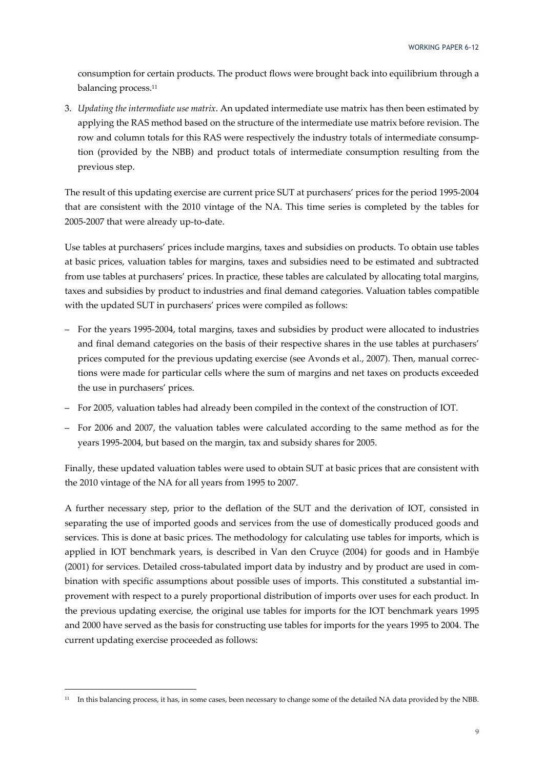consumption for certain products. The product flows were brought back into equilibrium through a balancing process.[11]

3. *Updating the intermediate use matrix*. An updated intermediate use matrix has then been estimated by applying the RAS method based on the structure of the intermediate use matrix before revision. The row and column totals for this RAS were respectively the industry totals of intermediate consumption (provided by the NBB) and product totals of intermediate consumption resulting from the previous step.

The result of this updating exercise are current price SUT at purchasers' prices for the period 1995-2004 that are consistent with the 2010 vintage of the NA. This time series is completed by the tables for 2005-2007 that were already up-to-date.

Use tables at purchasers' prices include margins, taxes and subsidies on products. To obtain use tables at basic prices, valuation tables for margins, taxes and subsidies need to be estimated and subtracted from use tables at purchasers' prices. In practice, these tables are calculated by allocating total margins, taxes and subsidies by product to industries and final demand categories. Valuation tables compatible with the updated SUT in purchasers' prices were compiled as follows:

- For the years 1995-2004, total margins, taxes and subsidies by product were allocated to industries and final demand categories on the basis of their respective shares in the use tables at purchasers' prices computed for the previous updating exercise (see Avonds et al., 2007). Then, manual corrections were made for particular cells where the sum of margins and net taxes on products exceeded the use in purchasers' prices.
- For 2005, valuation tables had already been compiled in the context of the construction of IOT.
- For 2006 and 2007, the valuation tables were calculated according to the same method as for the years 1995-2004, but based on the margin, tax and subsidy shares for 2005.

Finally, these updated valuation tables were used to obtain SUT at basic prices that are consistent with the 2010 vintage of the NA for all years from 1995 to 2007.

A further necessary step, prior to the deflation of the SUT and the derivation of IOT, consisted in separating the use of imported goods and services from the use of domestically produced goods and services. This is done at basic prices. The methodology for calculating use tables for imports, which is applied in IOT benchmark years, is described in Van den Cruyce (2004) for goods and in Hambÿe (2001) for services. Detailed cross-tabulated import data by industry and by product are used in combination with specific assumptions about possible uses of imports. This constituted a substantial improvement with respect to a purely proportional distribution of imports over uses for each product. In the previous updating exercise, the original use tables for imports for the IOT benchmark years 1995 and 2000 have served as the basis for constructing use tables for imports for the years 1995 to 2004. The current updating exercise proceeded as follows:

[11] In this balancing process, it has, in some cases, been necessary to change some of the detailed NA data provided by the NBB.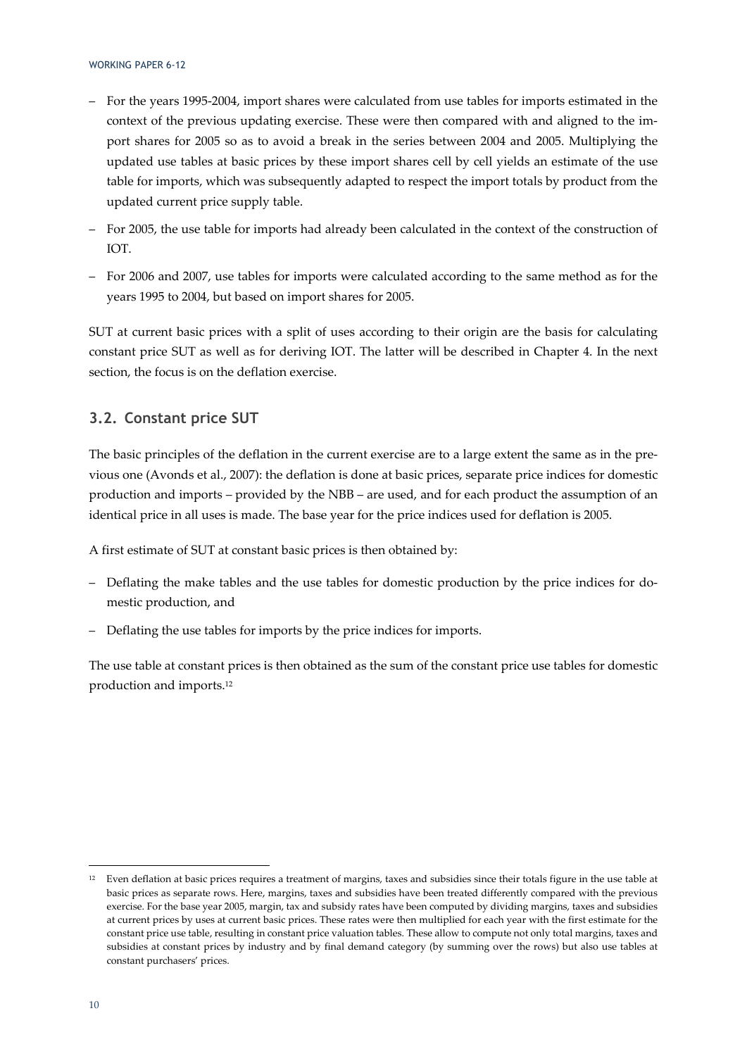- For the years 1995-2004, import shares were calculated from use tables for imports estimated in the context of the previous updating exercise. These were then compared with and aligned to the import shares for 2005 so as to avoid a break in the series between 2004 and 2005. Multiplying the updated use tables at basic prices by these import shares cell by cell yields an estimate of the use table for imports, which was subsequently adapted to respect the import totals by product from the updated current price supply table.
- For 2005, the use table for imports had already been calculated in the context of the construction of IOT.
- For 2006 and 2007, use tables for imports were calculated according to the same method as for the years 1995 to 2004, but based on import shares for 2005.

SUT at current basic prices with a split of uses according to their origin are the basis for calculating constant price SUT as well as for deriving IOT. The latter will be described in Chapter 4. In the next section, the focus is on the deflation exercise.

## 3.2. Constant price SUT

The basic principles of the deflation in the current exercise are to a large extent the same as in the previous one (Avonds et al., 2007): the deflation is done at basic prices, separate price indices for domestic production and imports – provided by the NBB – are used, and for each product the assumption of an identical price in all uses is made. The base year for the price indices used for deflation is 2005.

A first estimate of SUT at constant basic prices is then obtained by:

- Deflating the make tables and the use tables for domestic production by the price indices for domestic production, and
- Deflating the use tables for imports by the price indices for imports.

The use table at constant prices is then obtained as the sum of the constant price use tables for domestic production and imports.[12]

[12] Even deflation at basic prices requires a treatment of margins, taxes and subsidies since their totals figure in the use table at basic prices as separate rows. Here, margins, taxes and subsidies have been treated differently compared with the previous exercise. For the base year 2005, margin, tax and subsidy rates have been computed by dividing margins, taxes and subsidies at current prices by uses at current basic prices. These rates were then multiplied for each year with the first estimate for the constant price use table, resulting in constant price valuation tables. These allow to compute not only total margins, taxes and subsidies at constant prices by industry and by final demand category (by summing over the rows) but also use tables at constant purchasers' prices.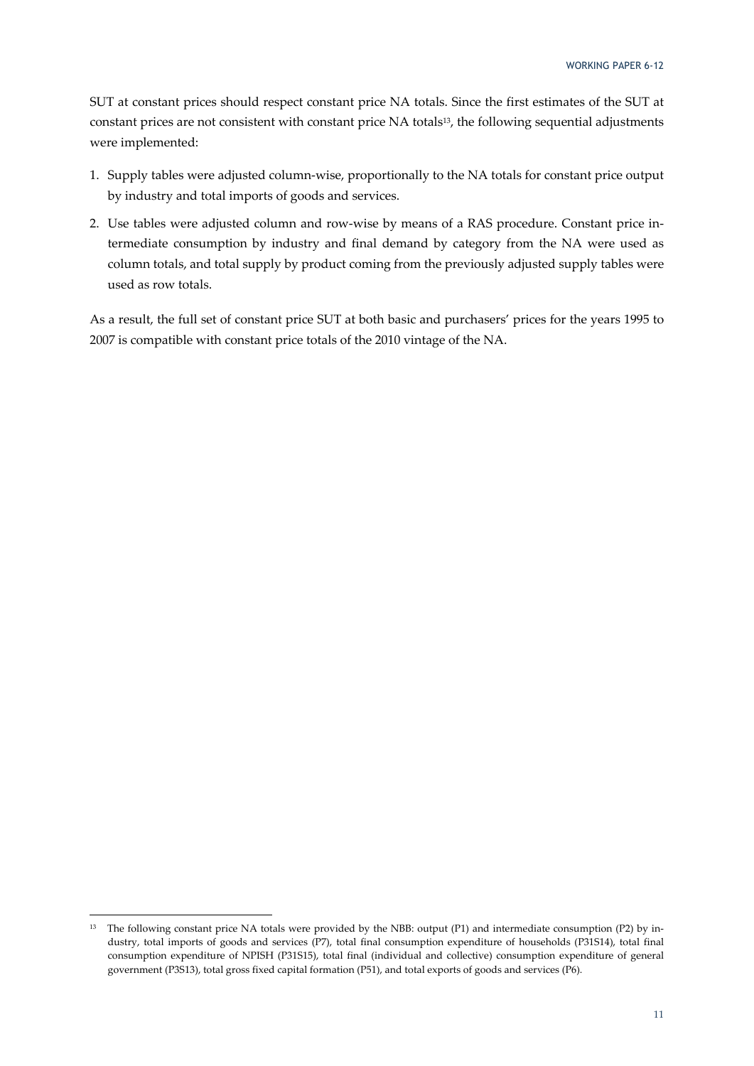SUT at constant prices should respect constant price NA totals. Since the first estimates of the SUT at constant prices are not consistent with constant price NA totals[13], the following sequential adjustments were implemented:

1. Supply tables were adjusted column-wise, proportionally to the NA totals for constant price output by industry and total imports of goods and services.
2. Use tables were adjusted column and row-wise by means of a RAS procedure. Constant price intermediate consumption by industry and final demand by category from the NA were used as column totals, and total supply by product coming from the previously adjusted supply tables were used as row totals.

As a result, the full set of constant price SUT at both basic and purchasers' prices for the years 1995 to 2007 is compatible with constant price totals of the 2010 vintage of the NA.

---

[13] The following constant price NA totals were provided by the NBB: output (P1) and intermediate consumption (P2) by industry, total imports of goods and services (P7), total final consumption expenditure of households (P31S14), total final consumption expenditure of NPISH (P31S15), total final (individual and collective) consumption expenditure of general government (P3S13), total gross fixed capital formation (P51), and total exports of goods and services (P6).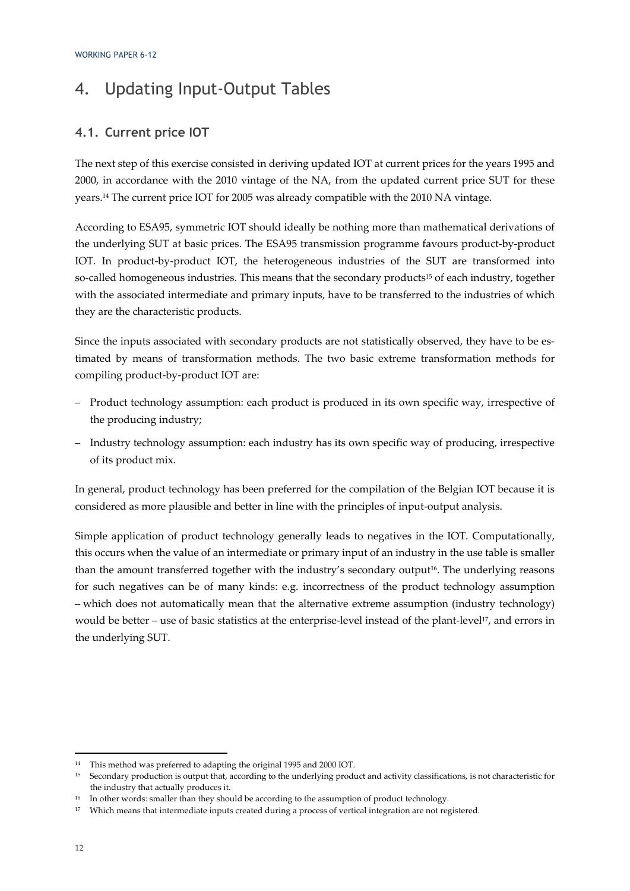# 4. Updating Input-Output Tables

## 4.1. Current price IOT

The next step of this exercise consisted in deriving updated IOT at current prices for the years 1995 and 2000, in accordance with the 2010 vintage of the NA, from the updated current price SUT for these years.[14] The current price IOT for 2005 was already compatible with the 2010 NA vintage.

According to ESA95, symmetric IOT should ideally be nothing more than mathematical derivations of the underlying SUT at basic prices. The ESA95 transmission programme favours product-by-product IOT. In product-by-product IOT, the heterogeneous industries of the SUT are transformed into so-called homogeneous industries. This means that the secondary products[15] of each industry, together with the associated intermediate and primary inputs, have to be transferred to the industries of which they are the characteristic products.

Since the inputs associated with secondary products are not statistically observed, they have to be estimated by means of transformation methods. The two basic extreme transformation methods for compiling product-by-product IOT are:

- Product technology assumption: each product is produced in its own specific way, irrespective of the producing industry;
- Industry technology assumption: each industry has its own specific way of producing, irrespective of its product mix.

In general, product technology has been preferred for the compilation of the Belgian IOT because it is considered as more plausible and better in line with the principles of input-output analysis.

Simple application of product technology generally leads to negatives in the IOT. Computationally, this occurs when the value of an intermediate or primary input of an industry in the use table is smaller than the amount transferred together with the industry's secondary output[16]. The underlying reasons for such negatives can be of many kinds: e.g. incorrectness of the product technology assumption – which does not automatically mean that the alternative extreme assumption (industry technology) would be better – use of basic statistics at the enterprise-level instead of the plant-level[17], and errors in the underlying SUT.

---

[14] This method was preferred to adapting the original 1995 and 2000 IOT.

[15] Secondary production is output that, according to the underlying product and activity classifications, is not characteristic for the industry that actually produces it.

[16] In other words: smaller than they should be according to the assumption of product technology.

[17] Which means that intermediate inputs created during a process of vertical integration are not registered.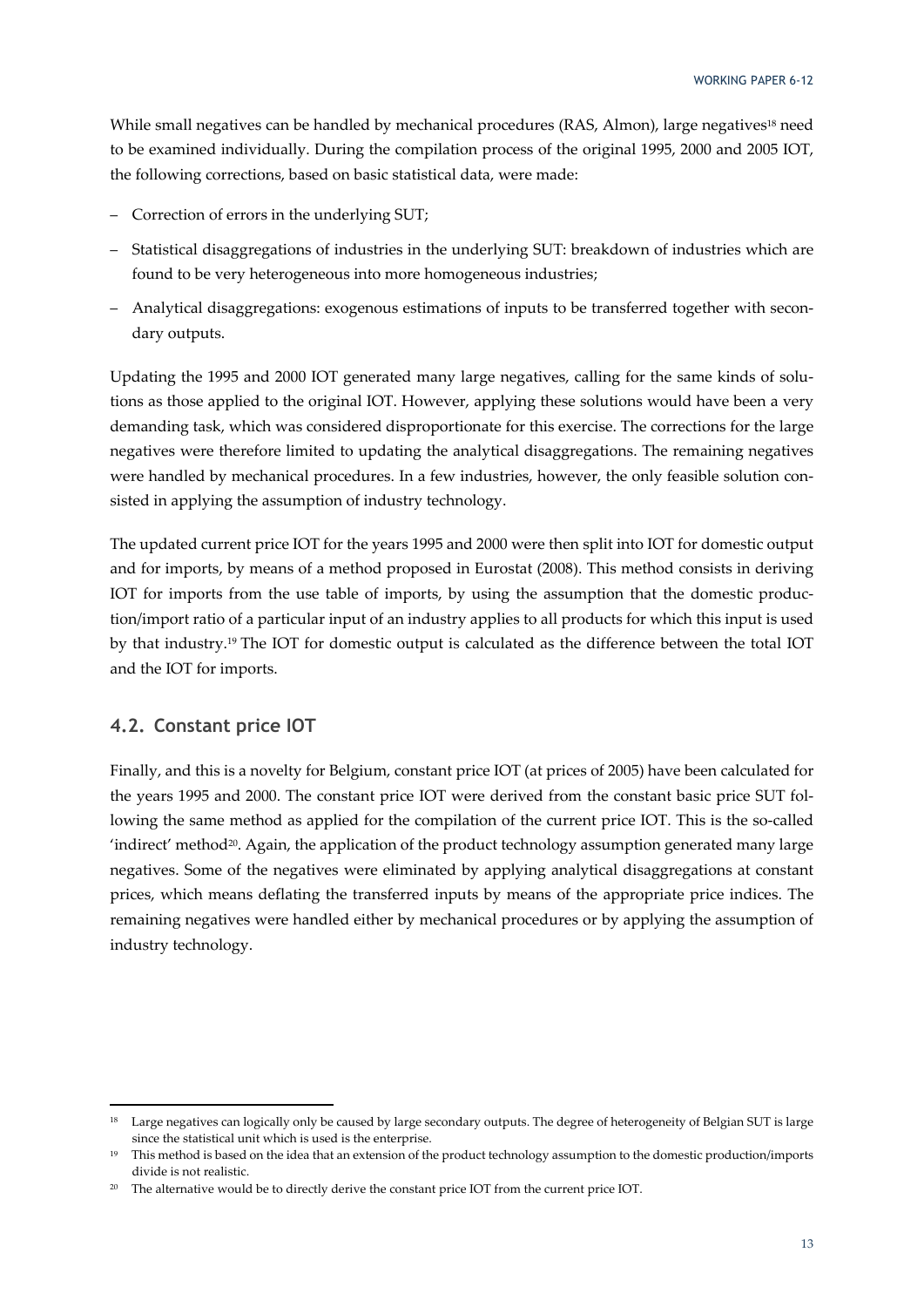While small negatives can be handled by mechanical procedures (RAS, Almon), large negatives[18] need to be examined individually. During the compilation process of the original 1995, 2000 and 2005 IOT, the following corrections, based on basic statistical data, were made:

- Correction of errors in the underlying SUT;
- Statistical disaggregations of industries in the underlying SUT: breakdown of industries which are found to be very heterogeneous into more homogeneous industries;
- Analytical disaggregations: exogenous estimations of inputs to be transferred together with secondary outputs.

Updating the 1995 and 2000 IOT generated many large negatives, calling for the same kinds of solutions as those applied to the original IOT. However, applying these solutions would have been a very demanding task, which was considered disproportionate for this exercise. The corrections for the large negatives were therefore limited to updating the analytical disaggregations. The remaining negatives were handled by mechanical procedures. In a few industries, however, the only feasible solution consisted in applying the assumption of industry technology.

The updated current price IOT for the years 1995 and 2000 were then split into IOT for domestic output and for imports, by means of a method proposed in Eurostat (2008). This method consists in deriving IOT for imports from the use table of imports, by using the assumption that the domestic production/import ratio of a particular input of an industry applies to all products for which this input is used by that industry.[19] The IOT for domestic output is calculated as the difference between the total IOT and the IOT for imports.

## 4.2. Constant price IOT

Finally, and this is a novelty for Belgium, constant price IOT (at prices of 2005) have been calculated for the years 1995 and 2000. The constant price IOT were derived from the constant basic price SUT following the same method as applied for the compilation of the current price IOT. This is the so-called 'indirect' method[20]. Again, the application of the product technology assumption generated many large negatives. Some of the negatives were eliminated by applying analytical disaggregations at constant prices, which means deflating the transferred inputs by means of the appropriate price indices. The remaining negatives were handled either by mechanical procedures or by applying the assumption of industry technology.

---

[18] Large negatives can logically only be caused by large secondary outputs. The degree of heterogeneity of Belgian SUT is large since the statistical unit which is used is the enterprise.

[19] This method is based on the idea that an extension of the product technology assumption to the domestic production/imports divide is not realistic.

[20] The alternative would be to directly derive the constant price IOT from the current price IOT.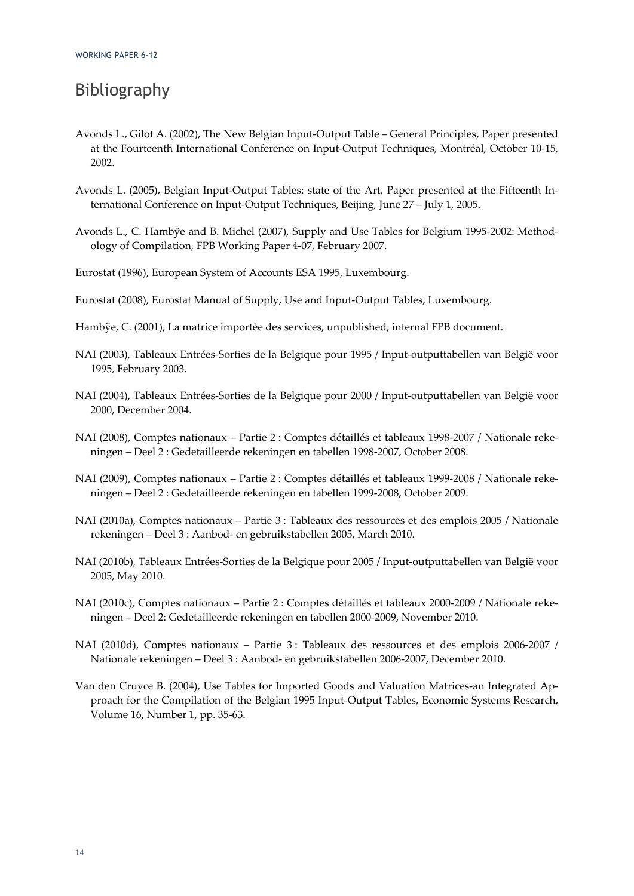## Bibliography

Avonds L., Gilot A. (2002), The New Belgian Input-Output Table – General Principles, Paper presented at the Fourteenth International Conference on Input-Output Techniques, Montréal, October 10-15, 2002.

Avonds L. (2005), Belgian Input-Output Tables: state of the Art, Paper presented at the Fifteenth International Conference on Input-Output Techniques, Beijing, June 27 – July 1, 2005.

Avonds L., C. Hambÿe and B. Michel (2007), Supply and Use Tables for Belgium 1995-2002: Methodology of Compilation, FPB Working Paper 4-07, February 2007.

Eurostat (1996), European System of Accounts ESA 1995, Luxembourg.

Eurostat (2008), Eurostat Manual of Supply, Use and Input-Output Tables, Luxembourg.

Hambÿe, C. (2001), La matrice importée des services, unpublished, internal FPB document.

NAI (2003), Tableaux Entrées-Sorties de la Belgique pour 1995 / Input-outputtabellen van België voor 1995, February 2003.

NAI (2004), Tableaux Entrées-Sorties de la Belgique pour 2000 / Input-outputtabellen van België voor 2000, December 2004.

NAI (2008), Comptes nationaux – Partie 2 : Comptes détaillés et tableaux 1998-2007 / Nationale rekeningen – Deel 2 : Gedetailleerde rekeningen en tabellen 1998-2007, October 2008.

NAI (2009), Comptes nationaux – Partie 2 : Comptes détaillés et tableaux 1999-2008 / Nationale rekeningen – Deel 2 : Gedetailleerde rekeningen en tabellen 1999-2008, October 2009.

NAI (2010a), Comptes nationaux – Partie 3 : Tableaux des ressources et des emplois 2005 / Nationale rekeningen – Deel 3 : Aanbod- en gebruikstabellen 2005, March 2010.

NAI (2010b), Tableaux Entrées-Sorties de la Belgique pour 2005 / Input-outputtabellen van België voor 2005, May 2010.

NAI (2010c), Comptes nationaux – Partie 2 : Comptes détaillés et tableaux 2000-2009 / Nationale rekeningen – Deel 2: Gedetailleerde rekeningen en tabellen 2000-2009, November 2010.

NAI (2010d), Comptes nationaux – Partie 3 : Tableaux des ressources et des emplois 2006-2007 / Nationale rekeningen – Deel 3 : Aanbod- en gebruikstabellen 2006-2007, December 2010.

Van den Cruyce B. (2004), Use Tables for Imported Goods and Valuation Matrices-an Integrated Approach for the Compilation of the Belgian 1995 Input-Output Tables, Economic Systems Research, Volume 16, Number 1, pp. 35-63.